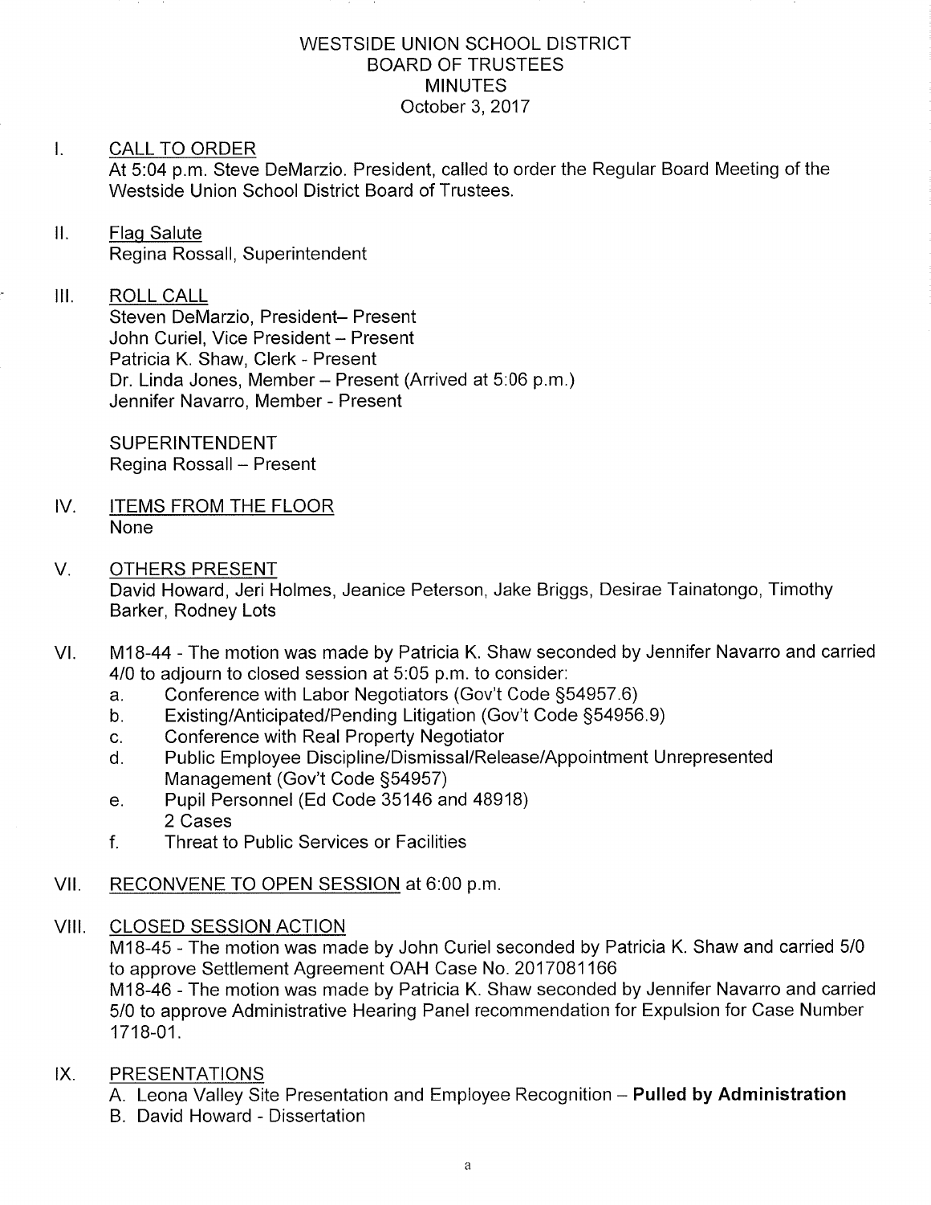# WESTSIDE UNION SCHOOL DISTRICT
## BOARD OF TRUSTEES
## MINUTES
October 3, 2017

I. CALL TO ORDER

At 5:04 p.m. Steve DeMarzio. President, called to order the Regular Board Meeting of the Westside Union School District Board of Trustees.

II. Flag Salute

Regina Rossall, Superintendent

III. ROLL CALL

Steven DeMarzio, President– Present
John Curiel, Vice President – Present
Patricia K. Shaw, Clerk - Present
Dr. Linda Jones, Member – Present (Arrived at 5:06 p.m.)
Jennifer Navarro, Member - Present

SUPERINTENDENT
Regina Rossall – Present

IV. ITEMS FROM THE FLOOR

None

V. OTHERS PRESENT

David Howard, Jeri Holmes, Jeanice Peterson, Jake Briggs, Desirae Tainatongo, Timothy Barker, Rodney Lots

VI. M18-44 - The motion was made by Patricia K. Shaw seconded by Jennifer Navarro and carried 4/0 to adjourn to closed session at 5:05 p.m. to consider:

a. Conference with Labor Negotiators (Gov't Code §54957.6)
b. Existing/Anticipated/Pending Litigation (Gov't Code §54956.9)
c. Conference with Real Property Negotiator
d. Public Employee Discipline/Dismissal/Release/Appointment Unrepresented Management (Gov't Code §54957)
e. Pupil Personnel (Ed Code 35146 and 48918)
   2 Cases
f. Threat to Public Services or Facilities

VII. RECONVENE TO OPEN SESSION at 6:00 p.m.

VIII. CLOSED SESSION ACTION

M18-45 - The motion was made by John Curiel seconded by Patricia K. Shaw and carried 5/0 to approve Settlement Agreement OAH Case No. 2017081166

M18-46 - The motion was made by Patricia K. Shaw seconded by Jennifer Navarro and carried 5/0 to approve Administrative Hearing Panel recommendation for Expulsion for Case Number 1718-01.

IX. PRESENTATIONS

A. Leona Valley Site Presentation and Employee Recognition – **Pulled by Administration**
B. David Howard - Dissertation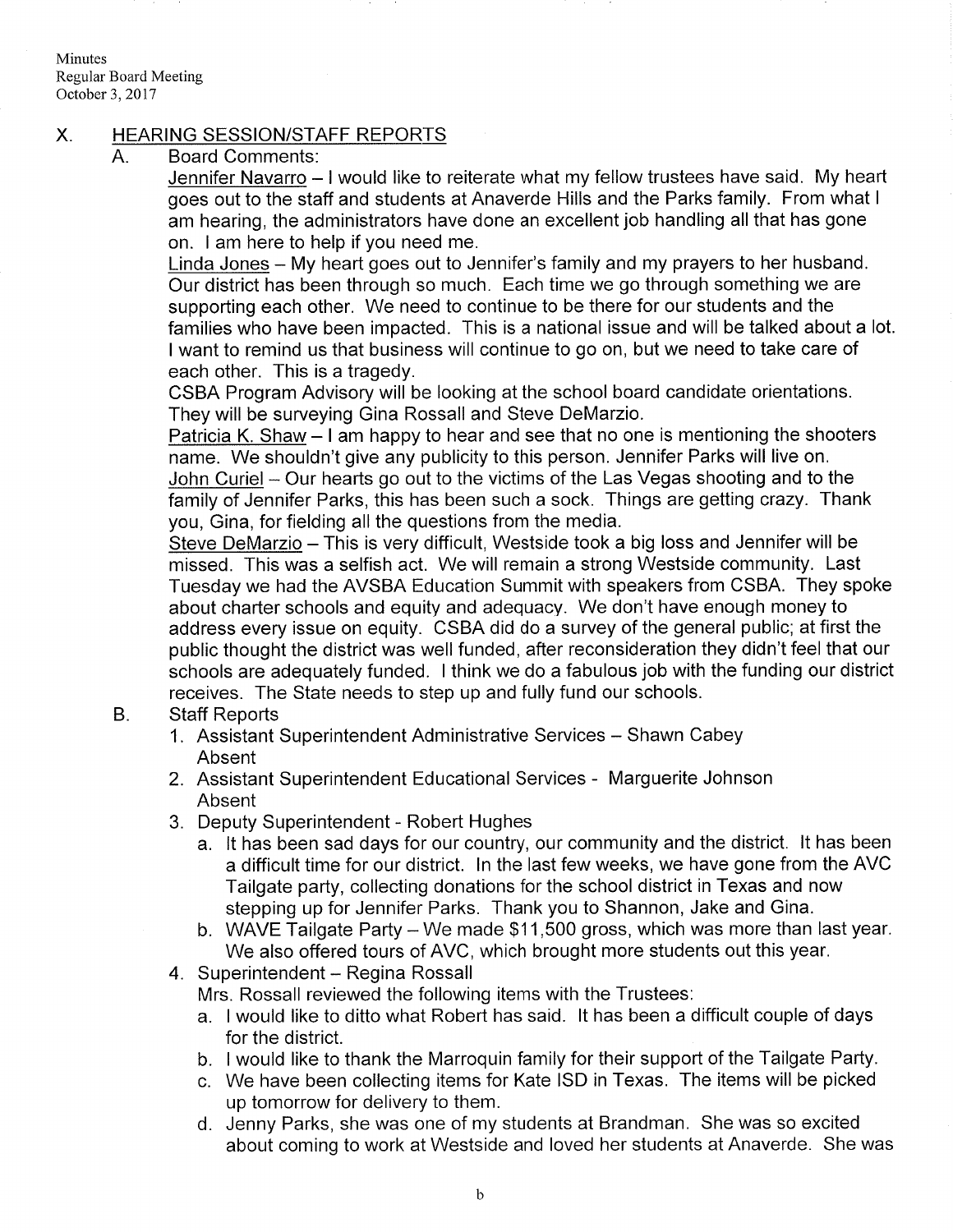## X. HEARING SESSION/STAFF REPORTS

### A. Board Comments:

Jennifer Navarro – I would like to reiterate what my fellow trustees have said. My heart goes out to the staff and students at Anaverde Hills and the Parks family. From what I am hearing, the administrators have done an excellent job handling all that has gone on. I am here to help if you need me.

Linda Jones – My heart goes out to Jennifer's family and my prayers to her husband. Our district has been through so much. Each time we go through something we are supporting each other. We need to continue to be there for our students and the families who have been impacted. This is a national issue and will be talked about a lot. I want to remind us that business will continue to go on, but we need to take care of each other. This is a tragedy.

CSBA Program Advisory will be looking at the school board candidate orientations. They will be surveying Gina Rossall and Steve DeMarzio.

Patricia K. Shaw – I am happy to hear and see that no one is mentioning the shooters name. We shouldn't give any publicity to this person. Jennifer Parks will live on.

John Curiel – Our hearts go out to the victims of the Las Vegas shooting and to the family of Jennifer Parks, this has been such a sock. Things are getting crazy. Thank you, Gina, for fielding all the questions from the media.

Steve DeMarzio – This is very difficult, Westside took a big loss and Jennifer will be missed. This was a selfish act. We will remain a strong Westside community. Last Tuesday we had the AVSBA Education Summit with speakers from CSBA. They spoke about charter schools and equity and adequacy. We don't have enough money to address every issue on equity. CSBA did do a survey of the general public; at first the public thought the district was well funded, after reconsideration they didn't feel that our schools are adequately funded. I think we do a fabulous job with the funding our district receives. The State needs to step up and fully fund our schools.

### B. Staff Reports

1. Assistant Superintendent Administrative Services – Shawn Cabey
   Absent
2. Assistant Superintendent Educational Services - Marguerite Johnson
   Absent
3. Deputy Superintendent - Robert Hughes
   a. It has been sad days for our country, our community and the district. It has been a difficult time for our district. In the last few weeks, we have gone from the AVC Tailgate party, collecting donations for the school district in Texas and now stepping up for Jennifer Parks. Thank you to Shannon, Jake and Gina.
   b. WAVE Tailgate Party – We made $11,500 gross, which was more than last year. We also offered tours of AVC, which brought more students out this year.
4. Superintendent – Regina Rossall
   Mrs. Rossall reviewed the following items with the Trustees:
   a. I would like to ditto what Robert has said. It has been a difficult couple of days for the district.
   b. I would like to thank the Marroquin family for their support of the Tailgate Party.
   c. We have been collecting items for Kate ISD in Texas. The items will be picked up tomorrow for delivery to them.
   d. Jenny Parks, she was one of my students at Brandman. She was so excited about coming to work at Westside and loved her students at Anaverde. She was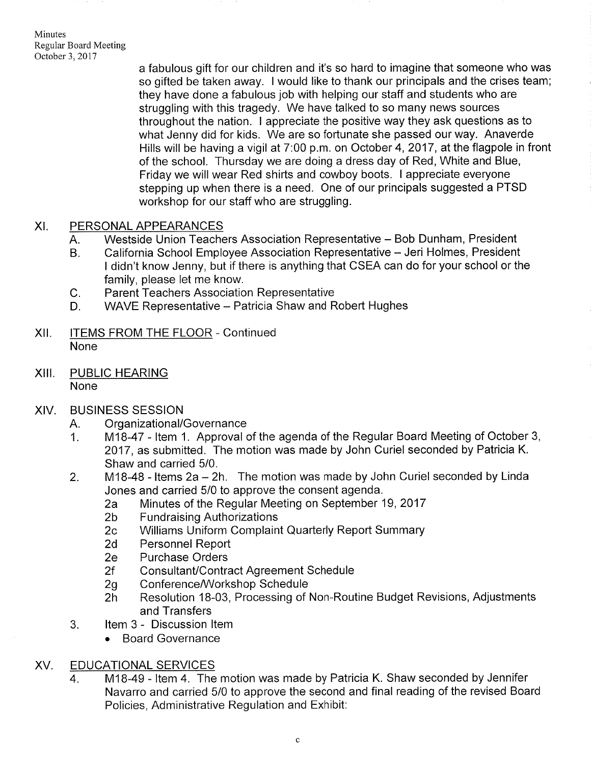a fabulous gift for our children and it's so hard to imagine that someone who was so gifted be taken away. I would like to thank our principals and the crises team; they have done a fabulous job with helping our staff and students who are struggling with this tragedy. We have talked to so many news sources throughout the nation. I appreciate the positive way they ask questions as to what Jenny did for kids. We are so fortunate she passed our way. Anaverde Hills will be having a vigil at 7:00 p.m. on October 4, 2017, at the flagpole in front of the school. Thursday we are doing a dress day of Red, White and Blue, Friday we will wear Red shirts and cowboy boots. I appreciate everyone stepping up when there is a need. One of our principals suggested a PTSD workshop for our staff who are struggling.

## XI. PERSONAL APPEARANCES

A. Westside Union Teachers Association Representative – Bob Dunham, President

B. California School Employee Association Representative – Jeri Holmes, President
I didn't know Jenny, but if there is anything that CSEA can do for your school or the family, please let me know.

C. Parent Teachers Association Representative

D. WAVE Representative – Patricia Shaw and Robert Hughes

## XII. ITEMS FROM THE FLOOR - Continued

None

## XIII. PUBLIC HEARING

None

## XIV. BUSINESS SESSION

A. Organizational/Governance

1. M18-47 - Item 1. Approval of the agenda of the Regular Board Meeting of October 3, 2017, as submitted. The motion was made by John Curiel seconded by Patricia K. Shaw and carried 5/0.
2. M18-48 - Items 2a – 2h. The motion was made by John Curiel seconded by Linda Jones and carried 5/0 to approve the consent agenda.
   - 2a Minutes of the Regular Meeting on September 19, 2017
   - 2b Fundraising Authorizations
   - 2c Williams Uniform Complaint Quarterly Report Summary
   - 2d Personnel Report
   - 2e Purchase Orders
   - 2f Consultant/Contract Agreement Schedule
   - 2g Conference/Workshop Schedule
   - 2h Resolution 18-03, Processing of Non-Routine Budget Revisions, Adjustments and Transfers
3. Item 3 - Discussion Item
   - Board Governance

## XV. EDUCATIONAL SERVICES

4. M18-49 - Item 4. The motion was made by Patricia K. Shaw seconded by Jennifer Navarro and carried 5/0 to approve the second and final reading of the revised Board Policies, Administrative Regulation and Exhibit: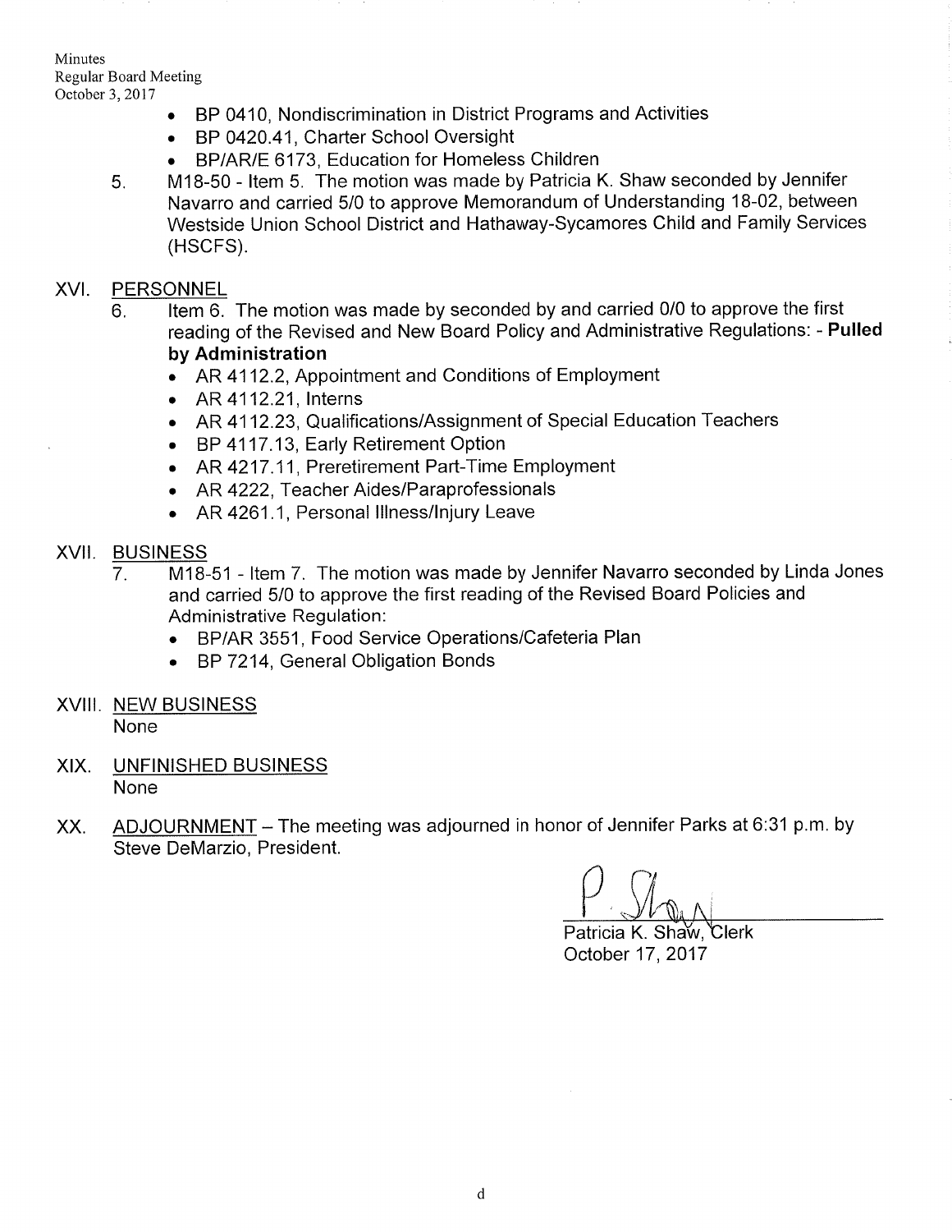- BP 0410, Nondiscrimination in District Programs and Activities
- BP 0420.41, Charter School Oversight
- BP/AR/E 6173, Education for Homeless Children

5. M18-50 - Item 5. The motion was made by Patricia K. Shaw seconded by Jennifer Navarro and carried 5/0 to approve Memorandum of Understanding 18-02, between Westside Union School District and Hathaway-Sycamores Child and Family Services (HSCFS).

## XVI. PERSONNEL

6. Item 6. The motion was made by seconded by and carried 0/0 to approve the first reading of the Revised and New Board Policy and Administrative Regulations: - **Pulled by Administration**
   - AR 4112.2, Appointment and Conditions of Employment
   - AR 4112.21, Interns
   - AR 4112.23, Qualifications/Assignment of Special Education Teachers
   - BP 4117.13, Early Retirement Option
   - AR 4217.11, Preretirement Part-Time Employment
   - AR 4222, Teacher Aides/Paraprofessionals
   - AR 4261.1, Personal Illness/Injury Leave

## XVII. BUSINESS

7. M18-51 - Item 7. The motion was made by Jennifer Navarro seconded by Linda Jones and carried 5/0 to approve the first reading of the Revised Board Policies and Administrative Regulation:
   - BP/AR 3551, Food Service Operations/Cafeteria Plan
   - BP 7214, General Obligation Bonds

## XVIII. NEW BUSINESS

None

## XIX. UNFINISHED BUSINESS

None

## XX. ADJOURNMENT

ADJOURNMENT – The meeting was adjourned in honor of Jennifer Parks at 6:31 p.m. by Steve DeMarzio, President.

P. Shaw

Patricia K. Shaw, Clerk
October 17, 2017